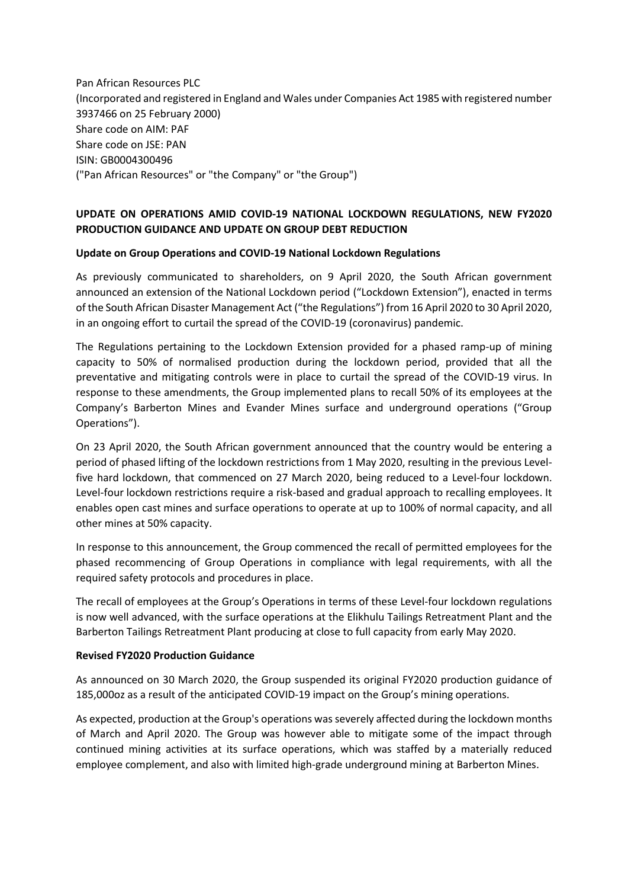Pan African Resources PLC
(Incorporated and registered in England and Wales under Companies Act 1985 with registered number 3937466 on 25 February 2000)
Share code on AIM: PAF
Share code on JSE: PAN
ISIN: GB0004300496
("Pan African Resources" or "the Company" or "the Group")

**UPDATE ON OPERATIONS AMID COVID-19 NATIONAL LOCKDOWN REGULATIONS, NEW FY2020 PRODUCTION GUIDANCE AND UPDATE ON GROUP DEBT REDUCTION**

**Update on Group Operations and COVID-19 National Lockdown Regulations**

As previously communicated to shareholders, on 9 April 2020, the South African government announced an extension of the National Lockdown period ("Lockdown Extension"), enacted in terms of the South African Disaster Management Act ("the Regulations") from 16 April 2020 to 30 April 2020, in an ongoing effort to curtail the spread of the COVID-19 (coronavirus) pandemic.

The Regulations pertaining to the Lockdown Extension provided for a phased ramp-up of mining capacity to 50% of normalised production during the lockdown period, provided that all the preventative and mitigating controls were in place to curtail the spread of the COVID-19 virus. In response to these amendments, the Group implemented plans to recall 50% of its employees at the Company's Barberton Mines and Evander Mines surface and underground operations ("Group Operations").

On 23 April 2020, the South African government announced that the country would be entering a period of phased lifting of the lockdown restrictions from 1 May 2020, resulting in the previous Level-five hard lockdown, that commenced on 27 March 2020, being reduced to a Level-four lockdown. Level-four lockdown restrictions require a risk-based and gradual approach to recalling employees. It enables open cast mines and surface operations to operate at up to 100% of normal capacity, and all other mines at 50% capacity.

In response to this announcement, the Group commenced the recall of permitted employees for the phased recommencing of Group Operations in compliance with legal requirements, with all the required safety protocols and procedures in place.

The recall of employees at the Group's Operations in terms of these Level-four lockdown regulations is now well advanced, with the surface operations at the Elikhulu Tailings Retreatment Plant and the Barberton Tailings Retreatment Plant producing at close to full capacity from early May 2020.

**Revised FY2020 Production Guidance**

As announced on 30 March 2020, the Group suspended its original FY2020 production guidance of 185,000oz as a result of the anticipated COVID-19 impact on the Group's mining operations.

As expected, production at the Group's operations was severely affected during the lockdown months of March and April 2020. The Group was however able to mitigate some of the impact through continued mining activities at its surface operations, which was staffed by a materially reduced employee complement, and also with limited high-grade underground mining at Barberton Mines.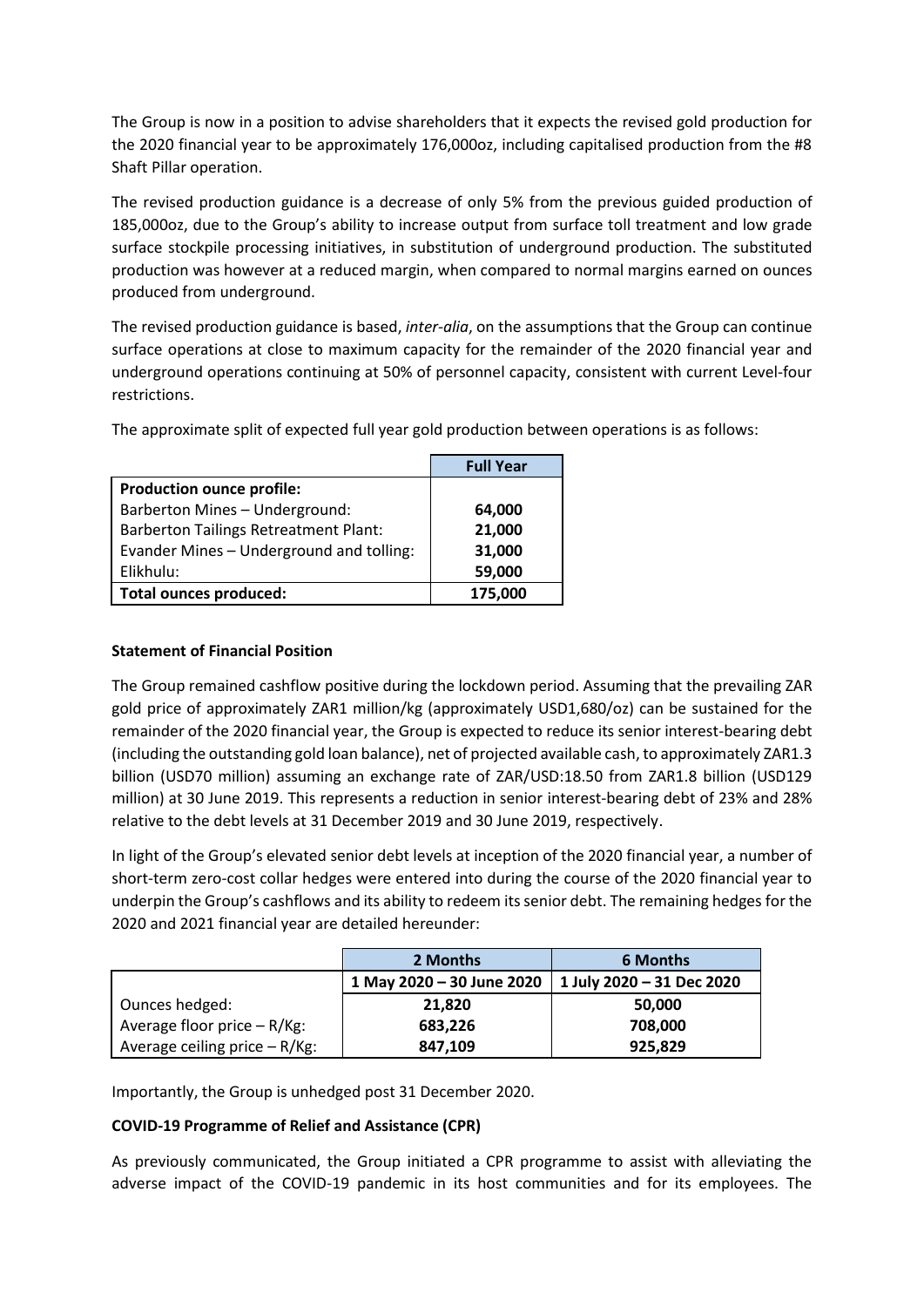The Group is now in a position to advise shareholders that it expects the revised gold production for the 2020 financial year to be approximately 176,000oz, including capitalised production from the #8 Shaft Pillar operation.

The revised production guidance is a decrease of only 5% from the previous guided production of 185,000oz, due to the Group's ability to increase output from surface toll treatment and low grade surface stockpile processing initiatives, in substitution of underground production. The substituted production was however at a reduced margin, when compared to normal margins earned on ounces produced from underground.

The revised production guidance is based, *inter-alia*, on the assumptions that the Group can continue surface operations at close to maximum capacity for the remainder of the 2020 financial year and underground operations continuing at 50% of personnel capacity, consistent with current Level-four restrictions.

The approximate split of expected full year gold production between operations is as follows:

| | **Full Year** |
|---|---|
| **Production ounce profile:** | |
| Barberton Mines – Underground: | **64,000** |
| Barberton Tailings Retreatment Plant: | **21,000** |
| Evander Mines – Underground and tolling: | **31,000** |
| Elikhulu: | **59,000** |
| **Total ounces produced:** | **175,000** |

**Statement of Financial Position**

The Group remained cashflow positive during the lockdown period. Assuming that the prevailing ZAR gold price of approximately ZAR1 million/kg (approximately USD1,680/oz) can be sustained for the remainder of the 2020 financial year, the Group is expected to reduce its senior interest-bearing debt (including the outstanding gold loan balance), net of projected available cash, to approximately ZAR1.3 billion (USD70 million) assuming an exchange rate of ZAR/USD:18.50 from ZAR1.8 billion (USD129 million) at 30 June 2019. This represents a reduction in senior interest-bearing debt of 23% and 28% relative to the debt levels at 31 December 2019 and 30 June 2019, respectively.

In light of the Group's elevated senior debt levels at inception of the 2020 financial year, a number of short-term zero-cost collar hedges were entered into during the course of the 2020 financial year to underpin the Group's cashflows and its ability to redeem its senior debt. The remaining hedges for the 2020 and 2021 financial year are detailed hereunder:

| | **2 Months** | **6 Months** |
|---|---|---|
| | **1 May 2020 – 30 June 2020** | **1 July 2020 – 31 Dec 2020** |
| Ounces hedged: | **21,820** | **50,000** |
| Average floor price – R/Kg: | **683,226** | **708,000** |
| Average ceiling price – R/Kg: | **847,109** | **925,829** |

Importantly, the Group is unhedged post 31 December 2020.

**COVID-19 Programme of Relief and Assistance (CPR)**

As previously communicated, the Group initiated a CPR programme to assist with alleviating the adverse impact of the COVID-19 pandemic in its host communities and for its employees. The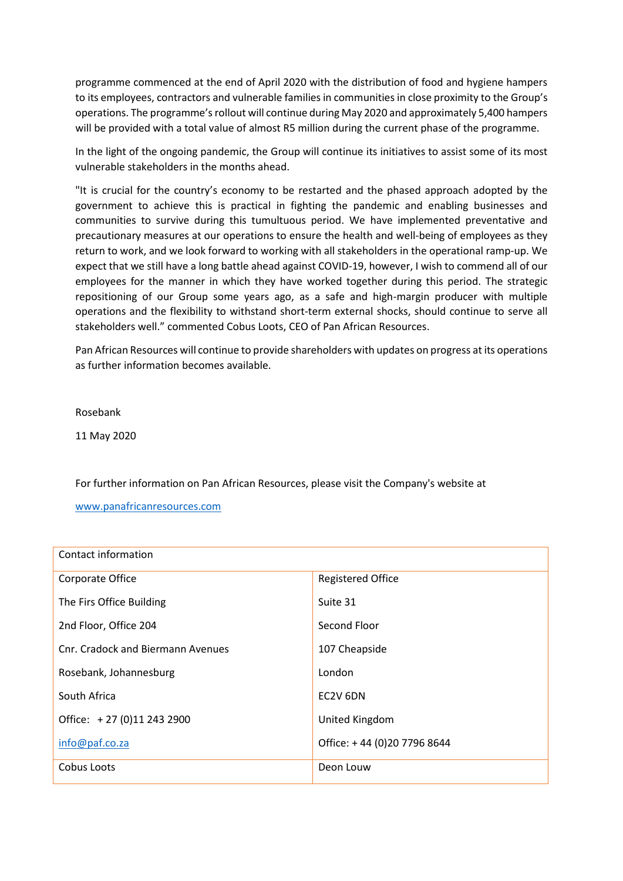programme commenced at the end of April 2020 with the distribution of food and hygiene hampers to its employees, contractors and vulnerable families in communities in close proximity to the Group's operations. The programme's rollout will continue during May 2020 and approximately 5,400 hampers will be provided with a total value of almost R5 million during the current phase of the programme.

In the light of the ongoing pandemic, the Group will continue its initiatives to assist some of its most vulnerable stakeholders in the months ahead.

"It is crucial for the country's economy to be restarted and the phased approach adopted by the government to achieve this is practical in fighting the pandemic and enabling businesses and communities to survive during this tumultuous period. We have implemented preventative and precautionary measures at our operations to ensure the health and well-being of employees as they return to work, and we look forward to working with all stakeholders in the operational ramp-up. We expect that we still have a long battle ahead against COVID-19, however, I wish to commend all of our employees for the manner in which they have worked together during this period. The strategic repositioning of our Group some years ago, as a safe and high-margin producer with multiple operations and the flexibility to withstand short-term external shocks, should continue to serve all stakeholders well." commented Cobus Loots, CEO of Pan African Resources.

Pan African Resources will continue to provide shareholders with updates on progress at its operations as further information becomes available.

Rosebank

11 May 2020

For further information on Pan African Resources, please visit the Company's website at

www.panafricanresources.com

| Contact information | |
|---|---|
| Corporate Office<br>The Firs Office Building<br>2nd Floor, Office 204<br>Cnr. Cradock and Biermann Avenues<br>Rosebank, Johannesburg<br>South Africa<br>Office: + 27 (0)11 243 2900<br>info@paf.co.za | Registered Office<br>Suite 31<br>Second Floor<br>107 Cheapside<br>London<br>EC2V 6DN<br>United Kingdom<br>Office: + 44 (0)20 7796 8644 |
| Cobus Loots | Deon Louw |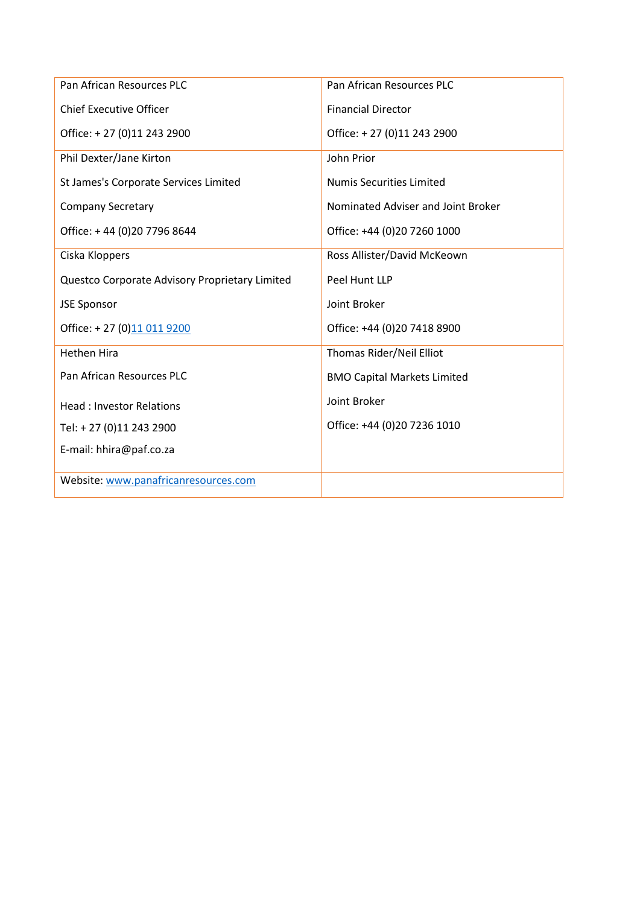| | |
|---|---|
| Pan African Resources PLC<br><br>Chief Executive Officer<br><br>Office: + 27 (0)11 243 2900 | Pan African Resources PLC<br><br>Financial Director<br><br>Office: + 27 (0)11 243 2900 |
| Phil Dexter/Jane Kirton<br><br>St James's Corporate Services Limited<br><br>Company Secretary<br><br>Office: + 44 (0)20 7796 8644 | John Prior<br><br>Numis Securities Limited<br><br>Nominated Adviser and Joint Broker<br><br>Office: +44 (0)20 7260 1000 |
| Ciska Kloppers<br><br>Questco Corporate Advisory Proprietary Limited<br><br>JSE Sponsor<br><br>Office: + 27 (0)11 011 9200 | Ross Allister/David McKeown<br><br>Peel Hunt LLP<br><br>Joint Broker<br><br>Office: +44 (0)20 7418 8900 |
| Hethen Hira<br><br>Pan African Resources PLC<br><br>Head : Investor Relations<br><br>Tel: + 27 (0)11 243 2900<br><br>E-mail: hhira@paf.co.za | Thomas Rider/Neil Elliot<br><br>BMO Capital Markets Limited<br><br>Joint Broker<br><br>Office: +44 (0)20 7236 1010 |
| Website: www.panafricanresources.com | |